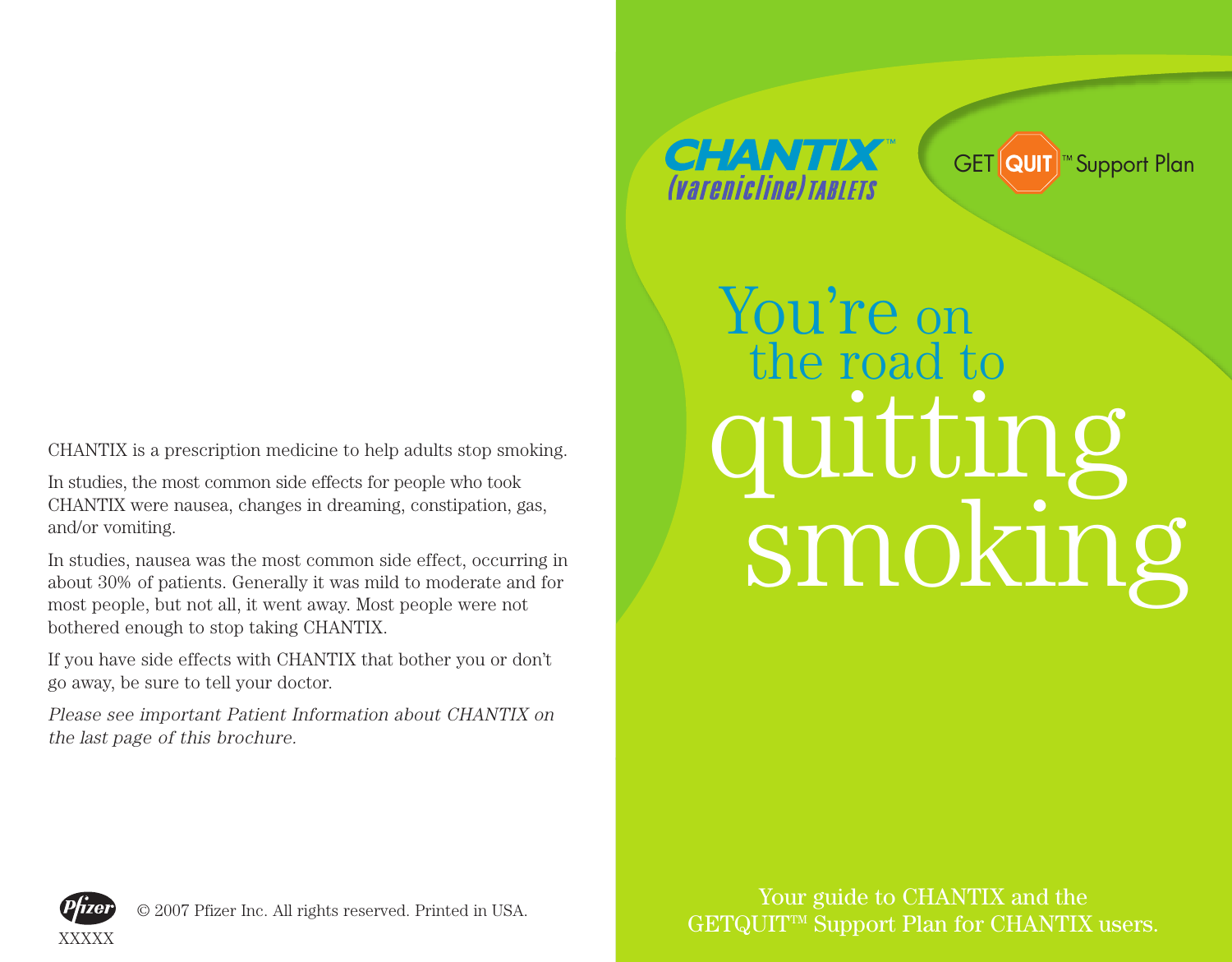CHANTIX is a prescription medicine to help adults stop smoking.

In studies, the most common side effects for people who took CHANTIX were nausea, changes in dreaming, constipation, gas, and/or vomiting.

In studies, nausea was the most common side effect, occurring in about 30% of patients. Generally it was mild to moderate and for most people, but not all, it went away. Most people were not bothered enough to stop taking CHANTIX.

If you have side effects with CHANTIX that bother you or don't go away, be sure to tell your doctor.

*Please see important Patient Information about CHANTIX on the last page of this brochure.*

© 2007 Pfizer Inc. All rights reserved. Printed in USA.

XXXXX

**CHANTIX™ (varenicline) TABLETS**

GET QUIT™ Support Plan

# You're on the road to quitting smoking

Your guide to CHANTIX and the GETQUIT™ Support Plan for CHANTIX users.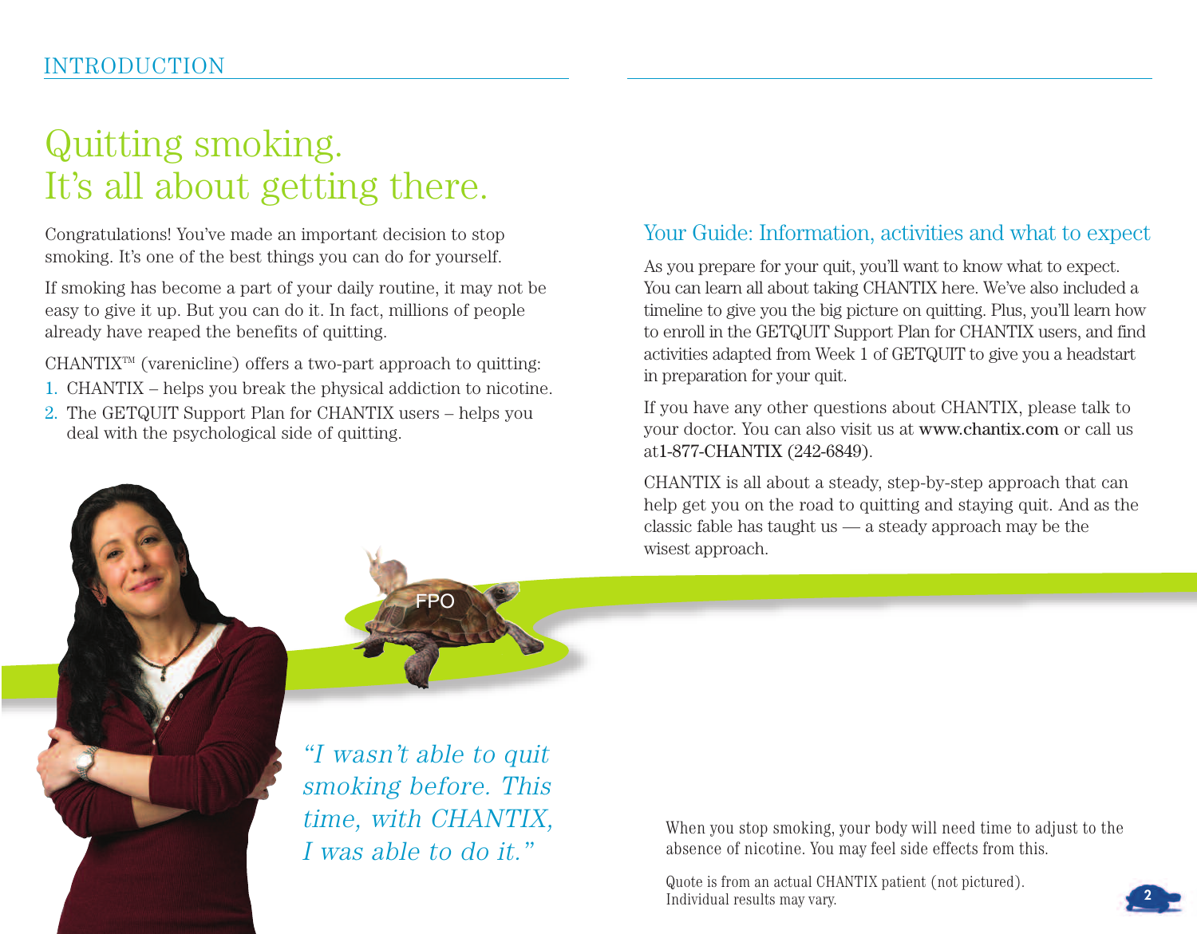INTRODUCTION

# Quitting smoking. It's all about getting there.

Congratulations! You've made an important decision to stop smoking. It's one of the best things you can do for yourself.

If smoking has become a part of your daily routine, it may not be easy to give it up. But you can do it. In fact, millions of people already have reaped the benefits of quitting.

CHANTIX™ (varenicline) offers a two-part approach to quitting:

1. CHANTIX – helps you break the physical addiction to nicotine.
2. The GETQUIT Support Plan for CHANTIX users – helps you deal with the psychological side of quitting.

FPO

*"I wasn't able to quit smoking before. This time, with CHANTIX, I was able to do it."*

## Your Guide: Information, activities and what to expect

As you prepare for your quit, you'll want to know what to expect. You can learn all about taking CHANTIX here. We've also included a timeline to give you the big picture on quitting. Plus, you'll learn how to enroll in the GETQUIT Support Plan for CHANTIX users, and find activities adapted from Week 1 of GETQUIT to give you a headstart in preparation for your quit.

If you have any other questions about CHANTIX, please talk to your doctor. You can also visit us at www.chantix.com or call us at1-877-CHANTIX (242-6849).

CHANTIX is all about a steady, step-by-step approach that can help get you on the road to quitting and staying quit. And as the classic fable has taught us — a steady approach may be the wisest approach.

When you stop smoking, your body will need time to adjust to the absence of nicotine. You may feel side effects from this.

Quote is from an actual CHANTIX patient (not pictured). Individual results may vary.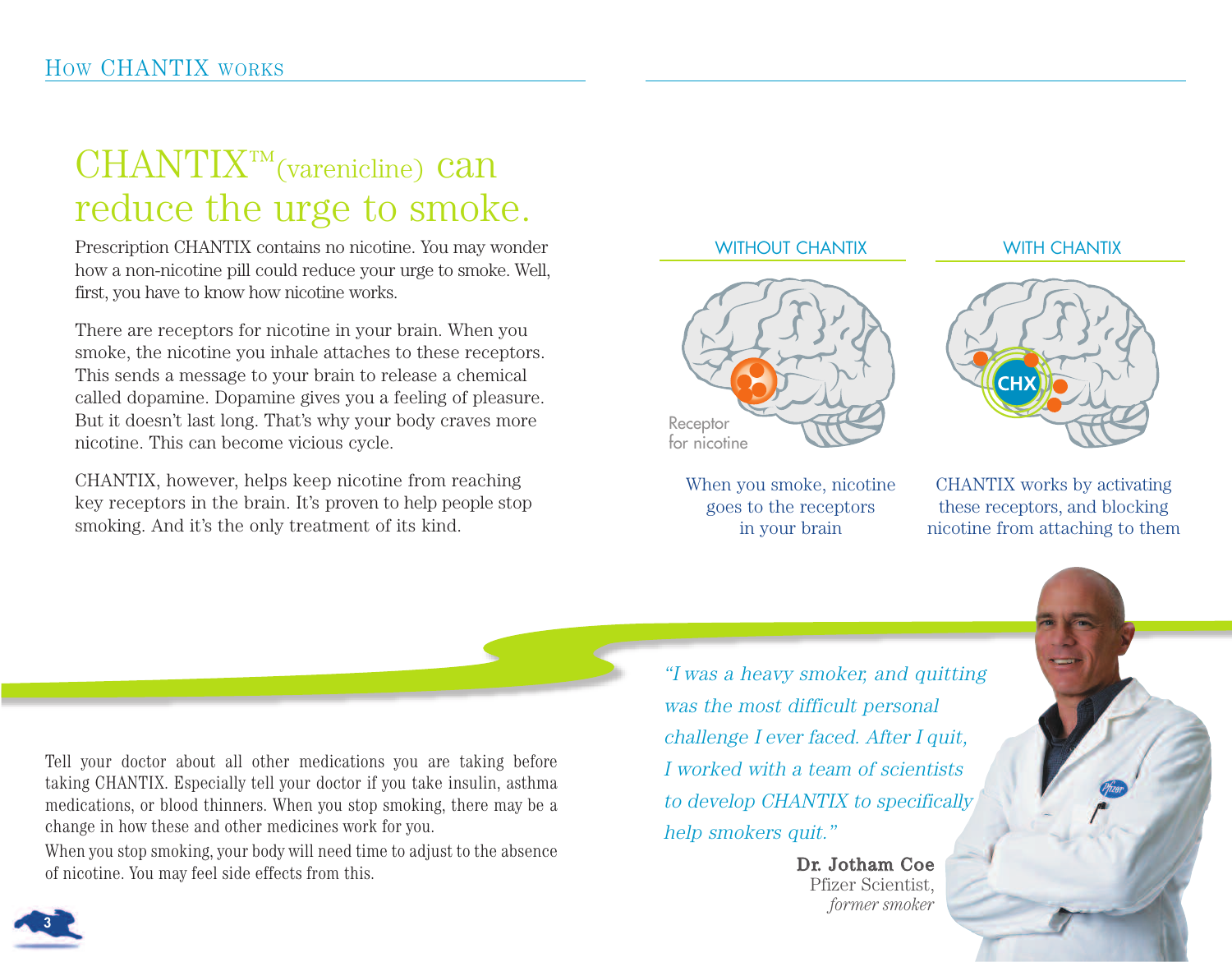# CHANTIX™(varenicline) can reduce the urge to smoke.

Prescription CHANTIX contains no nicotine. You may wonder how a non-nicotine pill could reduce your urge to smoke. Well, first, you have to know how nicotine works.

There are receptors for nicotine in your brain. When you smoke, the nicotine you inhale attaches to these receptors. This sends a message to your brain to release a chemical called dopamine. Dopamine gives you a feeling of pleasure. But it doesn't last long. That's why your body craves more nicotine. This can become vicious cycle.

CHANTIX, however, helps keep nicotine from reaching key receptors in the brain. It's proven to help people stop smoking. And it's the only treatment of its kind.

WITHOUT CHANTIX

Receptor for nicotine

When you smoke, nicotine goes to the receptors in your brain

WITH CHANTIX

CHX

CHANTIX works by activating these receptors, and blocking nicotine from attaching to them

Tell your doctor about all other medications you are taking before taking CHANTIX. Especially tell your doctor if you take insulin, asthma medications, or blood thinners. When you stop smoking, there may be a change in how these and other medicines work for you.

When you stop smoking, your body will need time to adjust to the absence of nicotine. You may feel side effects from this.

*"I was a heavy smoker, and quitting was the most difficult personal challenge I ever faced. After I quit, I worked with a team of scientists to develop CHANTIX to specifically help smokers quit."*

**Dr. Jotham Coe**
Pfizer Scientist,
*former smoker*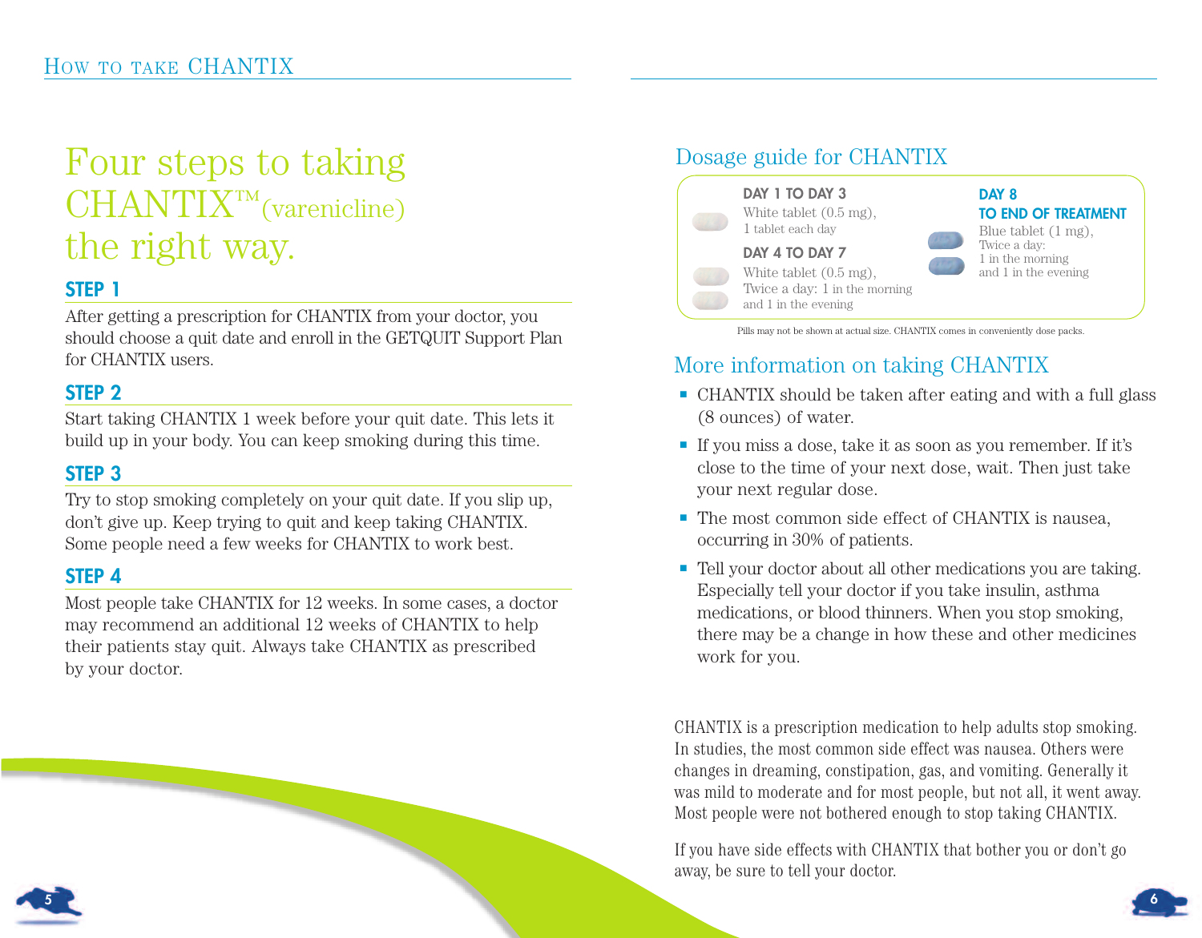# Four steps to taking CHANTIX™ (varenicline) the right way.

### STEP 1

After getting a prescription for CHANTIX from your doctor, you should choose a quit date and enroll in the GETQUIT Support Plan for CHANTIX users.

### STEP 2

Start taking CHANTIX 1 week before your quit date. This lets it build up in your body. You can keep smoking during this time.

### STEP 3

Try to stop smoking completely on your quit date. If you slip up, don't give up. Keep trying to quit and keep taking CHANTIX. Some people need a few weeks for CHANTIX to work best.

### STEP 4

Most people take CHANTIX for 12 weeks. In some cases, a doctor may recommend an additional 12 weeks of CHANTIX to help their patients stay quit. Always take CHANTIX as prescribed by your doctor.

## Dosage guide for CHANTIX

**DAY 1 TO DAY 3**
White tablet (0.5 mg), 1 tablet each day

**DAY 4 TO DAY 7**
White tablet (0.5 mg), Twice a day: 1 in the morning and 1 in the evening

**DAY 8 TO END OF TREATMENT**
Blue tablet (1 mg), Twice a day: 1 in the morning and 1 in the evening

Pills may not be shown at actual size. CHANTIX comes in conveniently dose packs.

## More information on taking CHANTIX

- CHANTIX should be taken after eating and with a full glass (8 ounces) of water.
- If you miss a dose, take it as soon as you remember. If it's close to the time of your next dose, wait. Then just take your next regular dose.
- The most common side effect of CHANTIX is nausea, occurring in 30% of patients.
- Tell your doctor about all other medications you are taking. Especially tell your doctor if you take insulin, asthma medications, or blood thinners. When you stop smoking, there may be a change in how these and other medicines work for you.

CHANTIX is a prescription medication to help adults stop smoking. In studies, the most common side effect was nausea. Others were changes in dreaming, constipation, gas, and vomiting. Generally it was mild to moderate and for most people, but not all, it went away. Most people were not bothered enough to stop taking CHANTIX.

If you have side effects with CHANTIX that bother you or don't go away, be sure to tell your doctor.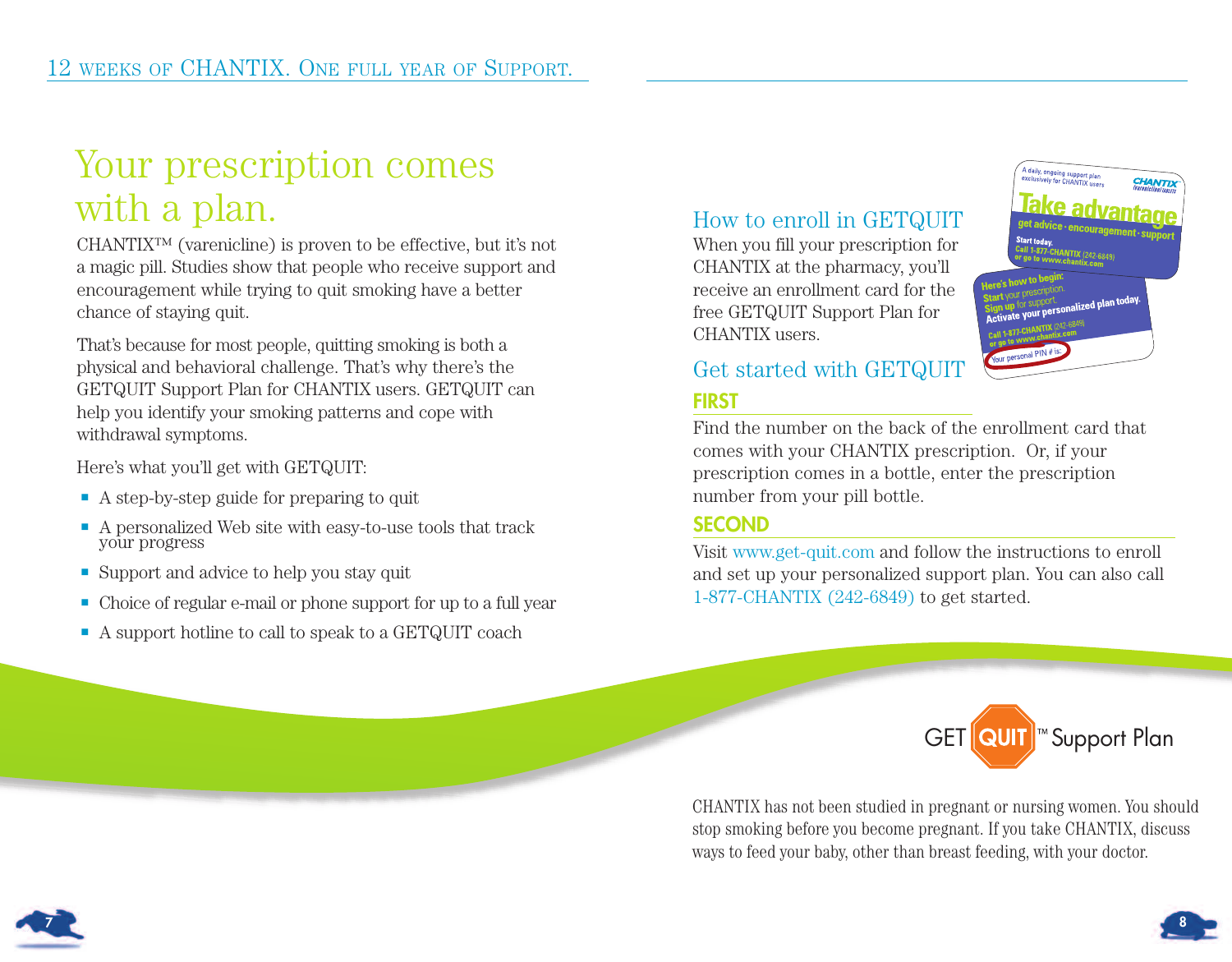# Your prescription comes with a plan.

CHANTIX™ (varenicline) is proven to be effective, but it's not a magic pill. Studies show that people who receive support and encouragement while trying to quit smoking have a better chance of staying quit.

That's because for most people, quitting smoking is both a physical and behavioral challenge. That's why there's the GETQUIT Support Plan for CHANTIX users. GETQUIT can help you identify your smoking patterns and cope with withdrawal symptoms.

Here's what you'll get with GETQUIT:

- A step-by-step guide for preparing to quit
- A personalized Web site with easy-to-use tools that track your progress
- Support and advice to help you stay quit
- Choice of regular e-mail or phone support for up to a full year
- A support hotline to call to speak to a GETQUIT coach

## How to enroll in GETQUIT

When you fill your prescription for CHANTIX at the pharmacy, you'll receive an enrollment card for the free GETQUIT Support Plan for CHANTIX users.

## Get started with GETQUIT

### FIRST

Find the number on the back of the enrollment card that comes with your CHANTIX prescription. Or, if your prescription comes in a bottle, enter the prescription number from your pill bottle.

### SECOND

Visit www.get-quit.com and follow the instructions to enroll and set up your personalized support plan. You can also call 1-877-CHANTIX (242-6849) to get started.

GET QUIT™ Support Plan

CHANTIX has not been studied in pregnant or nursing women. You should stop smoking before you become pregnant. If you take CHANTIX, discuss ways to feed your baby, other than breast feeding, with your doctor.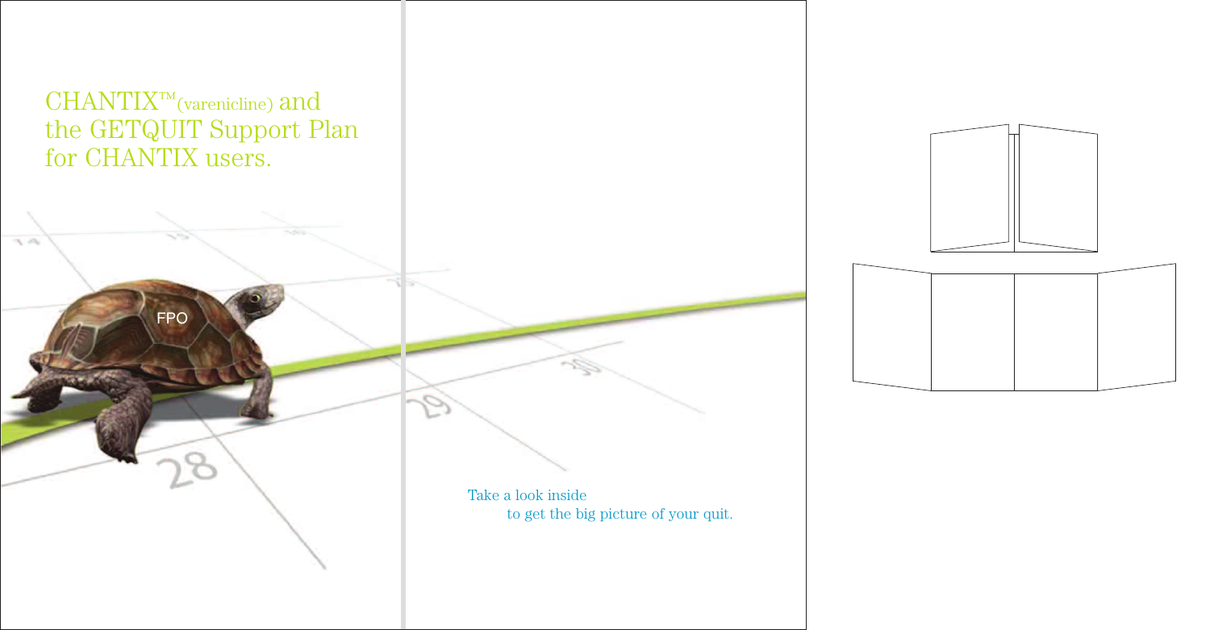# CHANTIX™ (varenicline) and the GETQUIT Support Plan for CHANTIX users.

Take a look inside
to get the big picture of your quit.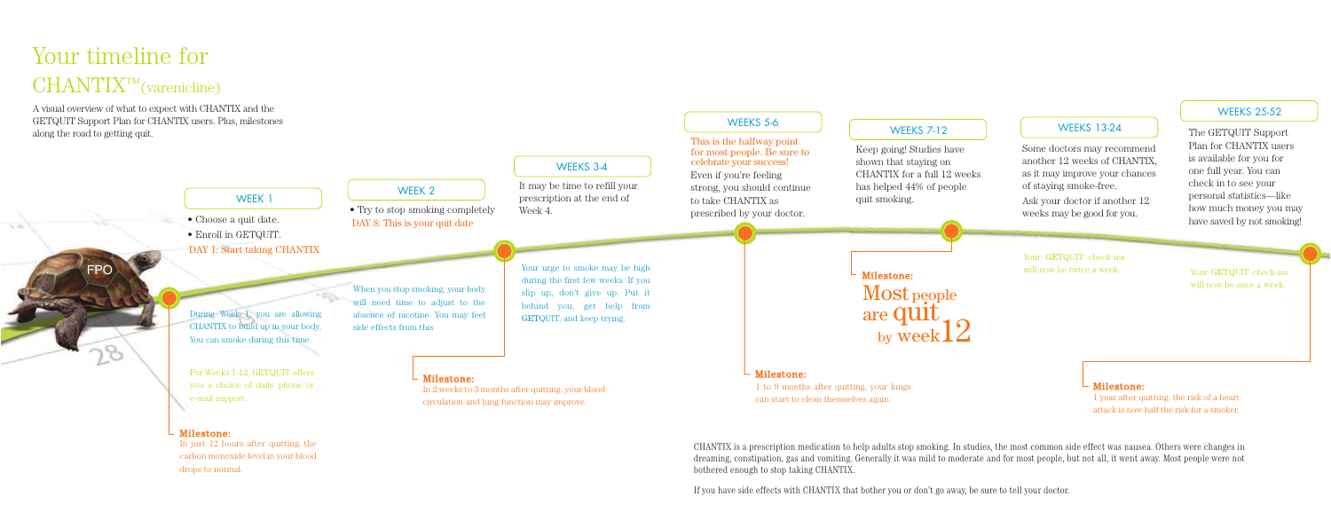# Your timeline for CHANTIX™(varenicline)

A visual overview of what to expect with CHANTIX and the GETQUIT Support Plan for CHANTIX users. Plus, milestones along the road to getting quit.

FPO

## WEEK 1

- Choose a quit date.
- Enroll in GETQUIT.

DAY 1: Start taking CHANTIX

During Week 1, you are allowing CHANTIX to build up in your body. You can smoke during this time.

For Weeks 1-12, GETQUIT offers you a choice of daily phone or e-mail support.

**Milestone:**
In just 12 hours after quitting: the carbon monoxide level in your blood drops to normal.

## WEEK 2

- Try to stop smoking completely

DAY 8: This is your quit date

When you stop smoking, your body will need time to adjust to the absence of nicotine. You may feel side effects from this.

**Milestone:**
In 2 weeks to 3 months after quitting: your blood circulation and lung function may improve.

## WEEKS 3-4

It may be time to refill your prescription at the end of Week 4.

Your urge to smoke may be high during the first few weeks. If you slip up, don't give up. Put it behind you, get help from GETQUIT, and keep trying.

## WEEKS 5-6

This is the halfway point for most people. Be sure to celebrate your success!

Even if you're feeling strong, you should continue to take CHANTIX as prescribed by your doctor.

**Milestone:**
1 to 9 months after quitting, your lungs can start to clean themselves again.

## WEEKS 7-12

Keep going! Studies have shown that staying on CHANTIX for a full 12 weeks has helped 44% of people quit smoking.

**Milestone:**
Most people are quit by week 12

## WEEKS 13-24

Some doctors may recommend another 12 weeks of CHANTIX, as it may improve your chances of staying smoke-free.

Ask your doctor if another 12 weeks may be good for you.

Your GETQUIT check-ins will now be twice a week.

## WEEKS 25-52

The GETQUIT Support Plan for CHANTIX users is available for you for one full year. You can check in to see your personal statistics—like how much money you may have saved by not smoking!

Your GETQUIT check-ins will now be once a week.

**Milestone:**
1 year after quitting: the risk of a heart attack is now half the risk for a smoker.

CHANTIX is a prescription medication to help adults stop smoking. In studies, the most common side effect was nausea. Others were changes in dreaming, constipation, gas and vomiting. Generally it was mild to moderate and for most people, but not all, it went away. Most people were not bothered enough to stop taking CHANTIX.

If you have side effects with CHANTIX that bother you or don't go away, be sure to tell your doctor.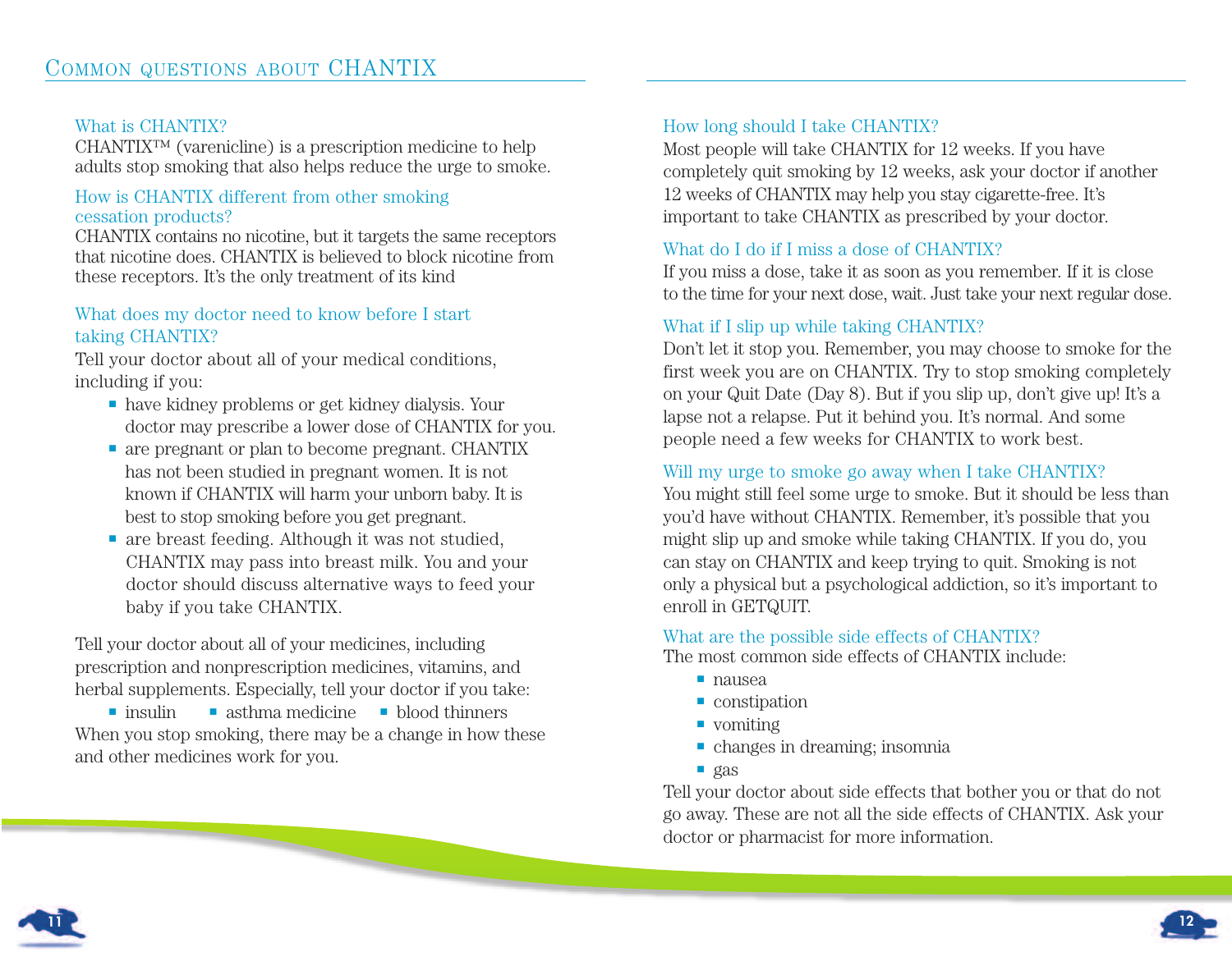## Common questions about CHANTIX

### What is CHANTIX?

CHANTIX™ (varenicline) is a prescription medicine to help adults stop smoking that also helps reduce the urge to smoke.

### How is CHANTIX different from other smoking cessation products?

CHANTIX contains no nicotine, but it targets the same receptors that nicotine does. CHANTIX is believed to block nicotine from these receptors. It's the only treatment of its kind

### What does my doctor need to know before I start taking CHANTIX?

Tell your doctor about all of your medical conditions, including if you:

- have kidney problems or get kidney dialysis. Your doctor may prescribe a lower dose of CHANTIX for you.
- are pregnant or plan to become pregnant. CHANTIX has not been studied in pregnant women. It is not known if CHANTIX will harm your unborn baby. It is best to stop smoking before you get pregnant.
- are breast feeding. Although it was not studied, CHANTIX may pass into breast milk. You and your doctor should discuss alternative ways to feed your baby if you take CHANTIX.

Tell your doctor about all of your medicines, including prescription and nonprescription medicines, vitamins, and herbal supplements. Especially, tell your doctor if you take:

- insulin
- asthma medicine
- blood thinners

When you stop smoking, there may be a change in how these and other medicines work for you.

### How long should I take CHANTIX?

Most people will take CHANTIX for 12 weeks. If you have completely quit smoking by 12 weeks, ask your doctor if another 12 weeks of CHANTIX may help you stay cigarette-free. It's important to take CHANTIX as prescribed by your doctor.

### What do I do if I miss a dose of CHANTIX?

If you miss a dose, take it as soon as you remember. If it is close to the time for your next dose, wait. Just take your next regular dose.

### What if I slip up while taking CHANTIX?

Don't let it stop you. Remember, you may choose to smoke for the first week you are on CHANTIX. Try to stop smoking completely on your Quit Date (Day 8). But if you slip up, don't give up! It's a lapse not a relapse. Put it behind you. It's normal. And some people need a few weeks for CHANTIX to work best.

### Will my urge to smoke go away when I take CHANTIX?

You might still feel some urge to smoke. But it should be less than you'd have without CHANTIX. Remember, it's possible that you might slip up and smoke while taking CHANTIX. If you do, you can stay on CHANTIX and keep trying to quit. Smoking is not only a physical but a psychological addiction, so it's important to enroll in GETQUIT.

### What are the possible side effects of CHANTIX?

The most common side effects of CHANTIX include:

- nausea
- constipation
- vomiting
- changes in dreaming; insomnia
- gas

Tell your doctor about side effects that bother you or that do not go away. These are not all the side effects of CHANTIX. Ask your doctor or pharmacist for more information.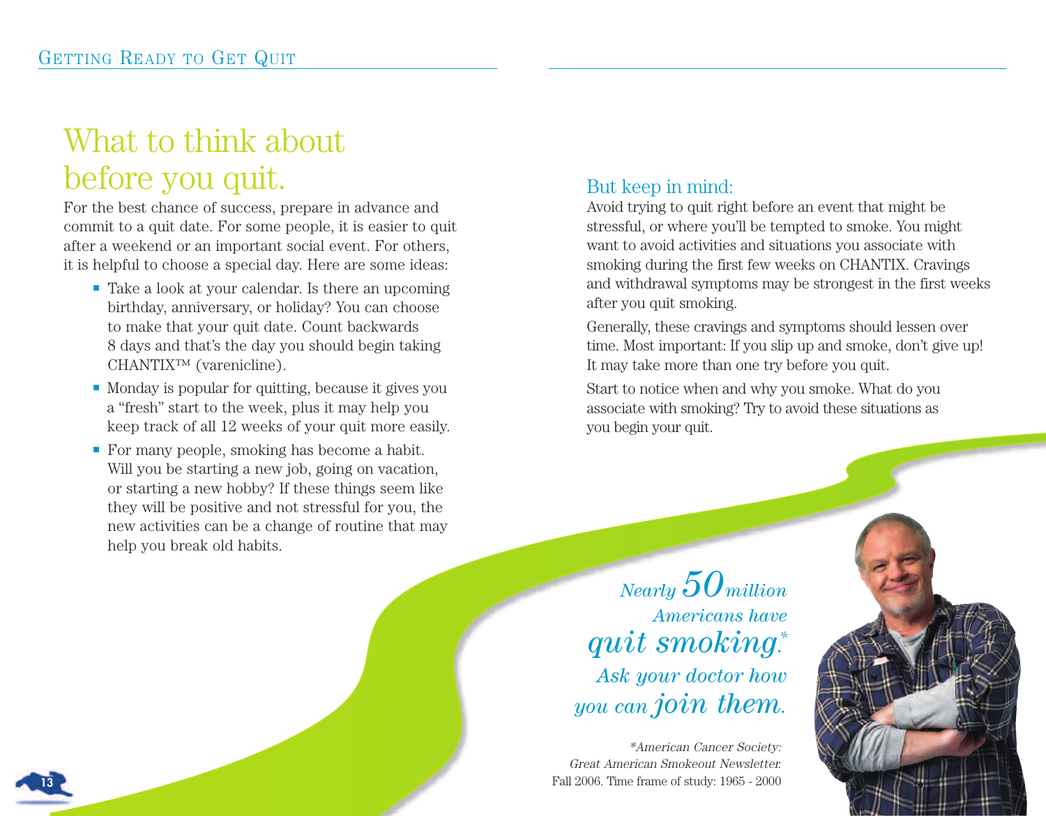# What to think about before you quit.

For the best chance of success, prepare in advance and commit to a quit date. For some people, it is easier to quit after a weekend or an important social event. For others, it is helpful to choose a special day. Here are some ideas:

- Take a look at your calendar. Is there an upcoming birthday, anniversary, or holiday? You can choose to make that your quit date. Count backwards 8 days and that's the day you should begin taking CHANTIX™ (varenicline).
- Monday is popular for quitting, because it gives you a "fresh" start to the week, plus it may help you keep track of all 12 weeks of your quit more easily.
- For many people, smoking has become a habit. Will you be starting a new job, going on vacation, or starting a new hobby? If these things seem like they will be positive and not stressful for you, the new activities can be a change of routine that may help you break old habits.

## But keep in mind:

Avoid trying to quit right before an event that might be stressful, or where you'll be tempted to smoke. You might want to avoid activities and situations you associate with smoking during the first few weeks on CHANTIX. Cravings and withdrawal symptoms may be strongest in the first weeks after you quit smoking.

Generally, these cravings and symptoms should lessen over time. Most important: If you slip up and smoke, don't give up! It may take more than one try before you quit.

Start to notice when and why you smoke. What do you associate with smoking? Try to avoid these situations as you begin your quit.

*Nearly 50 million Americans have quit smoking.\* Ask your doctor how you can join them.*

*\*American Cancer Society: Great American Smokeout Newsletter.* Fall 2006. Time frame of study: 1965 - 2000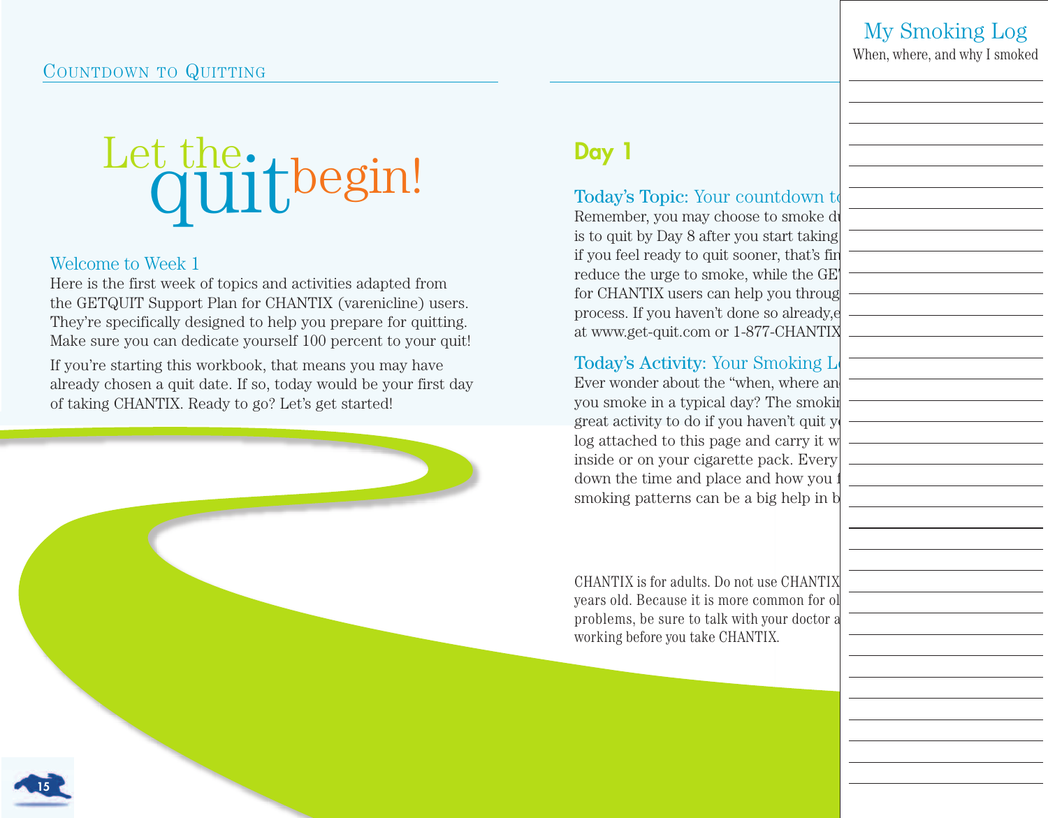# Let the quit begin!

## Welcome to Week 1

Here is the first week of topics and activities adapted from the GETQUIT Support Plan for CHANTIX (varenicline) users. They're specifically designed to help you prepare for quitting. Make sure you can dedicate yourself 100 percent to your quit!

If you're starting this workbook, that means you may have already chosen a quit date. If so, today would be your first day of taking CHANTIX. Ready to go? Let's get started!

## Day 1

**Today's Topic:** Your countdown to

Remember, you may choose to smoke du
is to quit by Day 8 after you start taking
if you feel ready to quit sooner, that's fin
reduce the urge to smoke, while the GE
for CHANTIX users can help you throug
process. If you haven't done so already,e
at www.get-quit.com or 1-877-CHANTIX

**Today's Activity:** Your Smoking L

Ever wonder about the "when, where an
you smoke in a typical day? The smokin
great activity to do if you haven't quit y
log attached to this page and carry it w
inside or on your cigarette pack. Every
down the time and place and how you f
smoking patterns can be a big help in b

CHANTIX is for adults. Do not use CHANTIX
years old. Because it is more common for ol
problems, be sure to talk with your doctor a
working before you take CHANTIX.

## My Smoking Log

When, where, and why I smoked

______________________________

______________________________

______________________________

______________________________

______________________________

______________________________

______________________________

______________________________

______________________________

______________________________

______________________________

______________________________

______________________________

______________________________

______________________________

______________________________

______________________________

______________________________

______________________________

______________________________

______________________________

______________________________

______________________________

______________________________

______________________________

______________________________

______________________________

______________________________

______________________________

______________________________

______________________________

______________________________

______________________________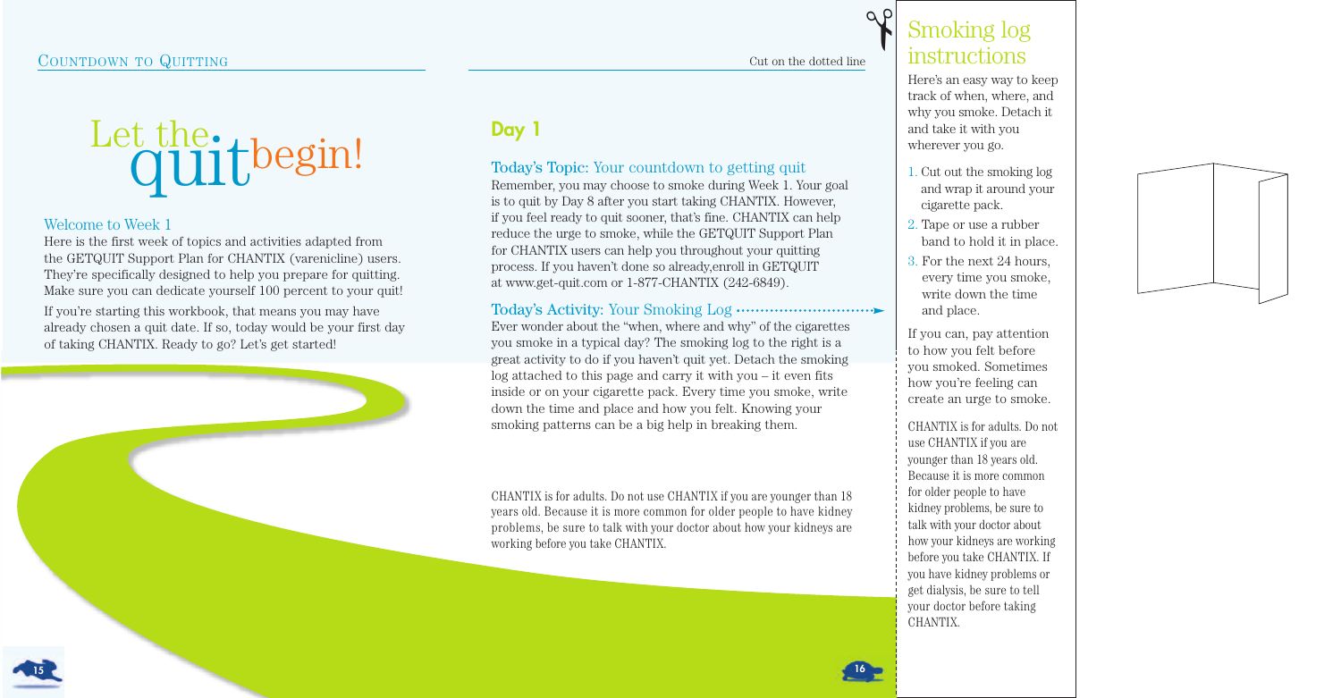# Let the quit begin!

## Welcome to Week 1

Here is the first week of topics and activities adapted from the GETQUIT Support Plan for CHANTIX (varenicline) users. They're specifically designed to help you prepare for quitting. Make sure you can dedicate yourself 100 percent to your quit!

If you're starting this workbook, that means you may have already chosen a quit date. If so, today would be your first day of taking CHANTIX. Ready to go? Let's get started!

## Day 1

### Today's Topic: Your countdown to getting quit

Remember, you may choose to smoke during Week 1. Your goal is to quit by Day 8 after you start taking CHANTIX. However, if you feel ready to quit sooner, that's fine. CHANTIX can help reduce the urge to smoke, while the GETQUIT Support Plan for CHANTIX users can help you throughout your quitting process. If you haven't done so already,enroll in GETQUIT at www.get-quit.com or 1-877-CHANTIX (242-6849).

### Today's Activity: Your Smoking Log

Ever wonder about the "when, where and why" of the cigarettes you smoke in a typical day? The smoking log to the right is a great activity to do if you haven't quit yet. Detach the smoking log attached to this page and carry it with you – it even fits inside or on your cigarette pack. Every time you smoke, write down the time and place and how you felt. Knowing your smoking patterns can be a big help in breaking them.

CHANTIX is for adults. Do not use CHANTIX if you are younger than 18 years old. Because it is more common for older people to have kidney problems, be sure to talk with your doctor about how your kidneys are working before you take CHANTIX.

Cut on the dotted line

## Smoking log instructions

Here's an easy way to keep track of when, where, and why you smoke. Detach it and take it with you wherever you go.

1. Cut out the smoking log and wrap it around your cigarette pack.
2. Tape or use a rubber band to hold it in place.
3. For the next 24 hours, every time you smoke, write down the time and place.

If you can, pay attention to how you felt before you smoked. Sometimes how you're feeling can create an urge to smoke.

CHANTIX is for adults. Do not use CHANTIX if you are younger than 18 years old. Because it is more common for older people to have kidney problems, be sure to talk with your doctor about how your kidneys are working before you take CHANTIX. If you have kidney problems or get dialysis, be sure to tell your doctor before taking CHANTIX.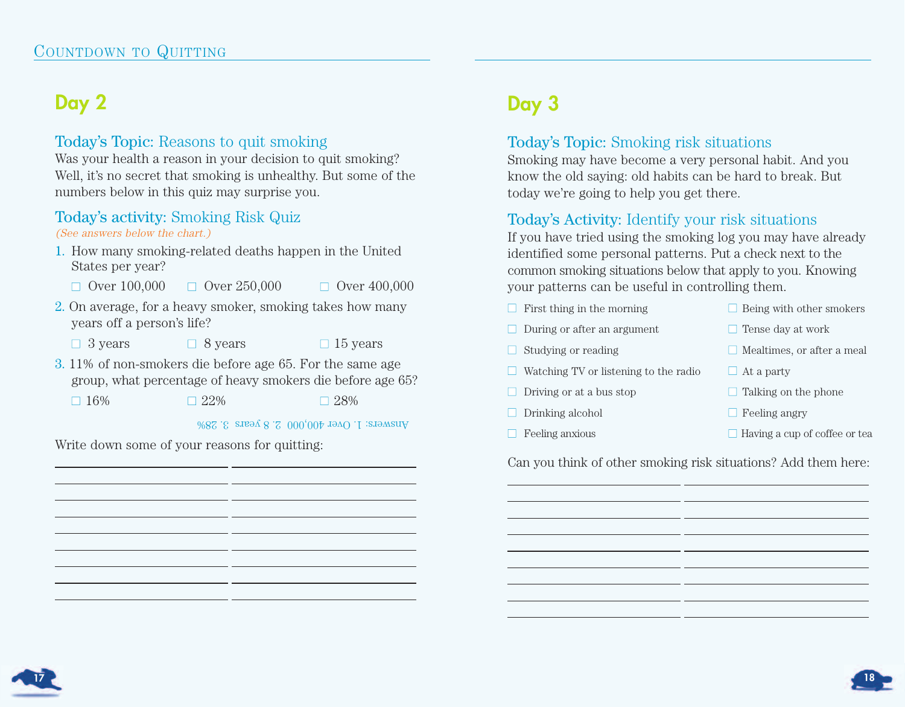## Day 2

### Today's Topic: Reasons to quit smoking

Was your health a reason in your decision to quit smoking? Well, it's no secret that smoking is unhealthy. But some of the numbers below in this quiz may surprise you.

### Today's activity: Smoking Risk Quiz

*(See answers below the chart.)*

1. How many smoking-related deaths happen in the United States per year?
   - ☐ Over 100,000
   - ☐ Over 250,000
   - ☐ Over 400,000
2. On average, for a heavy smoker, smoking takes how many years off a person's life?
   - ☐ 3 years
   - ☐ 8 years
   - ☐ 15 years
3. 11% of non-smokers die before age 65. For the same age group, what percentage of heavy smokers die before age 65?
   - ☐ 16%
   - ☐ 22%
   - ☐ 28%

Answers: 1. Over 400,000 2. 8 years 3. 28%

Write down some of your reasons for quitting:

______________________________

______________________________

______________________________

______________________________

______________________________

______________________________

______________________________

______________________________

______________________________

## Day 3

### Today's Topic: Smoking risk situations

Smoking may have become a very personal habit. And you know the old saying: old habits can be hard to break. But today we're going to help you get there.

### Today's Activity: Identify your risk situations

If you have tried using the smoking log you may have already identified some personal patterns. Put a check next to the common smoking situations below that apply to you. Knowing your patterns can be useful in controlling them.

- ☐ First thing in the morning
- ☐ During or after an argument
- ☐ Studying or reading
- ☐ Watching TV or listening to the radio
- ☐ Driving or at a bus stop
- ☐ Drinking alcohol
- ☐ Feeling anxious
- ☐ Being with other smokers
- ☐ Tense day at work
- ☐ Mealtimes, or after a meal
- ☐ At a party
- ☐ Talking on the phone
- ☐ Feeling angry
- ☐ Having a cup of coffee or tea

Can you think of other smoking risk situations? Add them here:

______________________________

______________________________

______________________________

______________________________

______________________________

______________________________

______________________________

______________________________

______________________________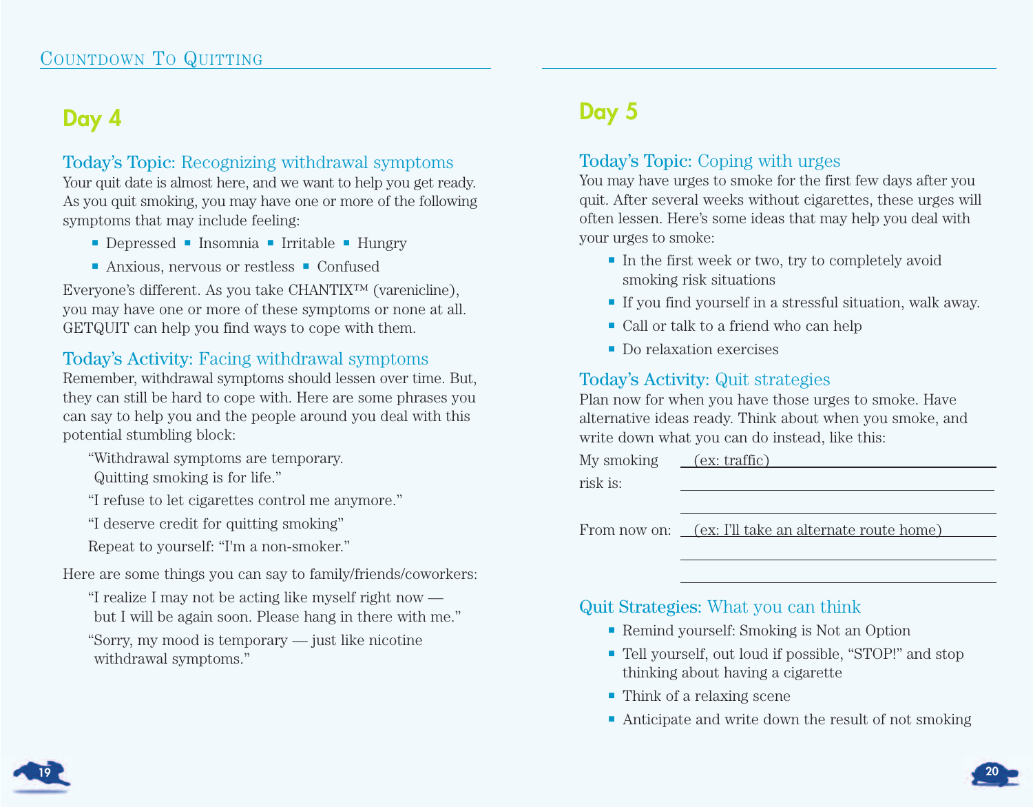## Day 4

### Today's Topic: Recognizing withdrawal symptoms

Your quit date is almost here, and we want to help you get ready. As you quit smoking, you may have one or more of the following symptoms that may include feeling:

- Depressed
- Insomnia
- Irritable
- Hungry
- Anxious, nervous or restless
- Confused

Everyone's different. As you take CHANTIX™ (varenicline), you may have one or more of these symptoms or none at all. GETQUIT can help you find ways to cope with them.

### Today's Activity: Facing withdrawal symptoms

Remember, withdrawal symptoms should lessen over time. But, they can still be hard to cope with. Here are some phrases you can say to help you and the people around you deal with this potential stumbling block:

"Withdrawal symptoms are temporary. Quitting smoking is for life."

"I refuse to let cigarettes control me anymore."

"I deserve credit for quitting smoking"

Repeat to yourself: "I'm a non-smoker."

Here are some things you can say to family/friends/coworkers:

"I realize I may not be acting like myself right now — but I will be again soon. Please hang in there with me."

"Sorry, my mood is temporary — just like nicotine withdrawal symptoms."

## Day 5

### Today's Topic: Coping with urges

You may have urges to smoke for the first few days after you quit. After several weeks without cigarettes, these urges will often lessen. Here's some ideas that may help you deal with your urges to smoke:

- In the first week or two, try to completely avoid smoking risk situations
- If you find yourself in a stressful situation, walk away.
- Call or talk to a friend who can help
- Do relaxation exercises

### Today's Activity: Quit strategies

Plan now for when you have those urges to smoke. Have alternative ideas ready. Think about when you smoke, and write down what you can do instead, like this:

My smoking risk is: (ex: traffic) ______________________

______________________

______________________

From now on: (ex: I'll take an alternate route home) ______________________

______________________

______________________

### Quit Strategies: What you can think

- Remind yourself: Smoking is Not an Option
- Tell yourself, out loud if possible, "STOP!" and stop thinking about having a cigarette
- Think of a relaxing scene
- Anticipate and write down the result of not smoking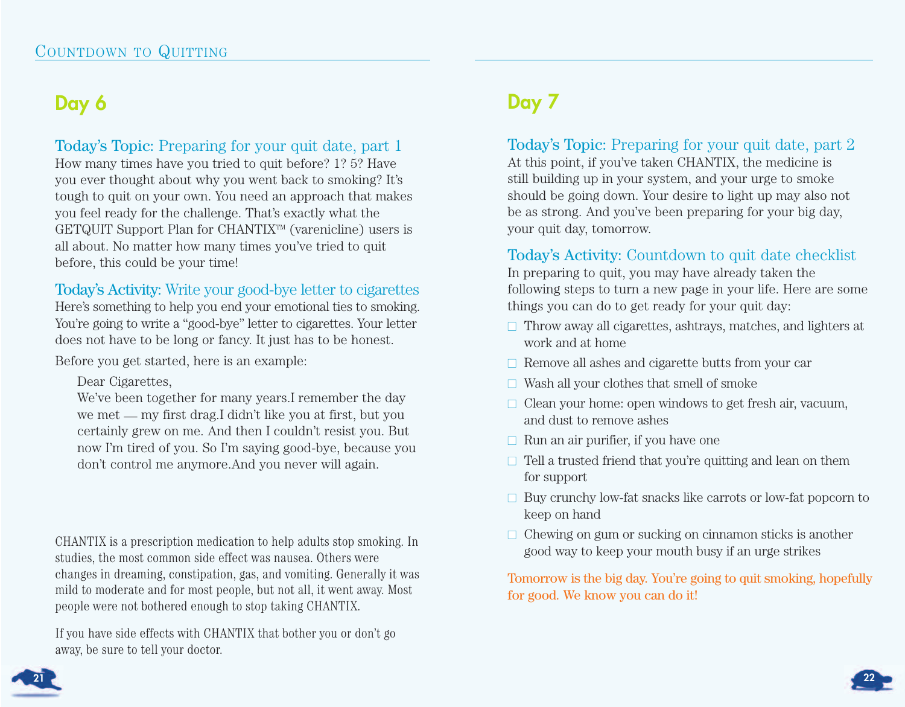## Day 6

**Today's Topic:** Preparing for your quit date, part 1

How many times have you tried to quit before? 1? 5? Have you ever thought about why you went back to smoking? It's tough to quit on your own. You need an approach that makes you feel ready for the challenge. That's exactly what the GETQUIT Support Plan for CHANTIX™ (varenicline) users is all about. No matter how many times you've tried to quit before, this could be your time!

**Today's Activity:** Write your good-bye letter to cigarettes

Here's something to help you end your emotional ties to smoking. You're going to write a "good-bye" letter to cigarettes. Your letter does not have to be long or fancy. It just has to be honest.

Before you get started, here is an example:

> Dear Cigarettes,
> We've been together for many years.I remember the day we met — my first drag.I didn't like you at first, but you certainly grew on me. And then I couldn't resist you. But now I'm tired of you. So I'm saying good-bye, because you don't control me anymore.And you never will again.

CHANTIX is a prescription medication to help adults stop smoking. In studies, the most common side effect was nausea. Others were changes in dreaming, constipation, gas, and vomiting. Generally it was mild to moderate and for most people, but not all, it went away. Most people were not bothered enough to stop taking CHANTIX.

If you have side effects with CHANTIX that bother you or don't go away, be sure to tell your doctor.

## Day 7

**Today's Topic:** Preparing for your quit date, part 2

At this point, if you've taken CHANTIX, the medicine is still building up in your system, and your urge to smoke should be going down. Your desire to light up may also not be as strong. And you've been preparing for your big day, your quit day, tomorrow.

**Today's Activity:** Countdown to quit date checklist

In preparing to quit, you may have already taken the following steps to turn a new page in your life. Here are some things you can do to get ready for your quit day:

- ☐ Throw away all cigarettes, ashtrays, matches, and lighters at work and at home
- ☐ Remove all ashes and cigarette butts from your car
- ☐ Wash all your clothes that smell of smoke
- ☐ Clean your home: open windows to get fresh air, vacuum, and dust to remove ashes
- ☐ Run an air purifier, if you have one
- ☐ Tell a trusted friend that you're quitting and lean on them for support
- ☐ Buy crunchy low-fat snacks like carrots or low-fat popcorn to keep on hand
- ☐ Chewing on gum or sucking on cinnamon sticks is another good way to keep your mouth busy if an urge strikes

Tomorrow is the big day. You're going to quit smoking, hopefully for good. We know you can do it!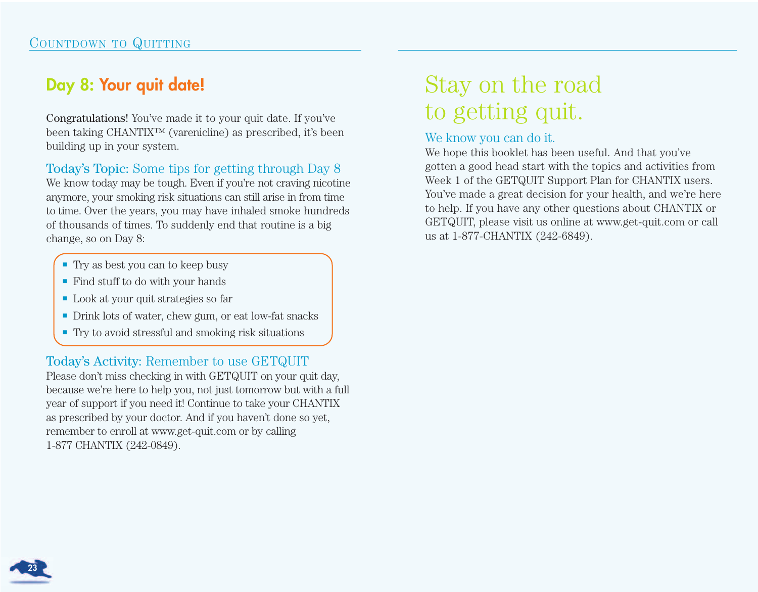## Day 8: Your quit date!

**Congratulations!** You've made it to your quit date. If you've been taking CHANTIX™ (varenicline) as prescribed, it's been building up in your system.

### Today's Topic: Some tips for getting through Day 8

We know today may be tough. Even if you're not craving nicotine anymore, your smoking risk situations can still arise in from time to time. Over the years, you may have inhaled smoke hundreds of thousands of times. To suddenly end that routine is a big change, so on Day 8:

- Try as best you can to keep busy
- Find stuff to do with your hands
- Look at your quit strategies so far
- Drink lots of water, chew gum, or eat low-fat snacks
- Try to avoid stressful and smoking risk situations

### Today's Activity: Remember to use GETQUIT

Please don't miss checking in with GETQUIT on your quit day, because we're here to help you, not just tomorrow but with a full year of support if you need it! Continue to take your CHANTIX as prescribed by your doctor. And if you haven't done so yet, remember to enroll at www.get-quit.com or by calling 1-877 CHANTIX (242-0849).

# Stay on the road to getting quit.

### We know you can do it.

We hope this booklet has been useful. And that you've gotten a good head start with the topics and activities from Week 1 of the GETQUIT Support Plan for CHANTIX users. You've made a great decision for your health, and we're here to help. If you have any other questions about CHANTIX or GETQUIT, please visit us online at www.get-quit.com or call us at 1-877-CHANTIX (242-6849).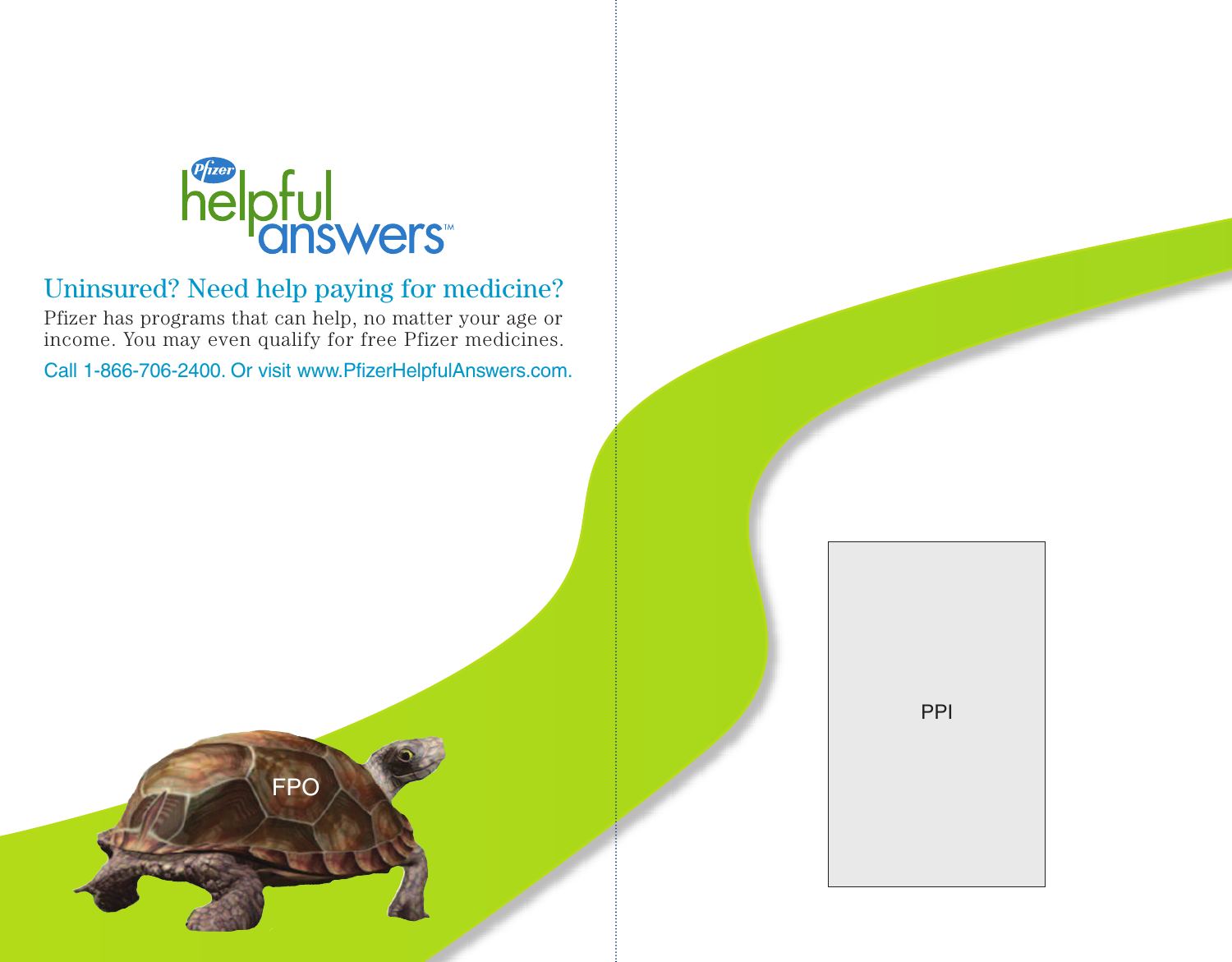Pfizer helpful answers™

## Uninsured? Need help paying for medicine?

Pfizer has programs that can help, no matter your age or income. You may even qualify for free Pfizer medicines.

Call 1-866-706-2400. Or visit www.PfizerHelpfulAnswers.com.

FPO

PPI